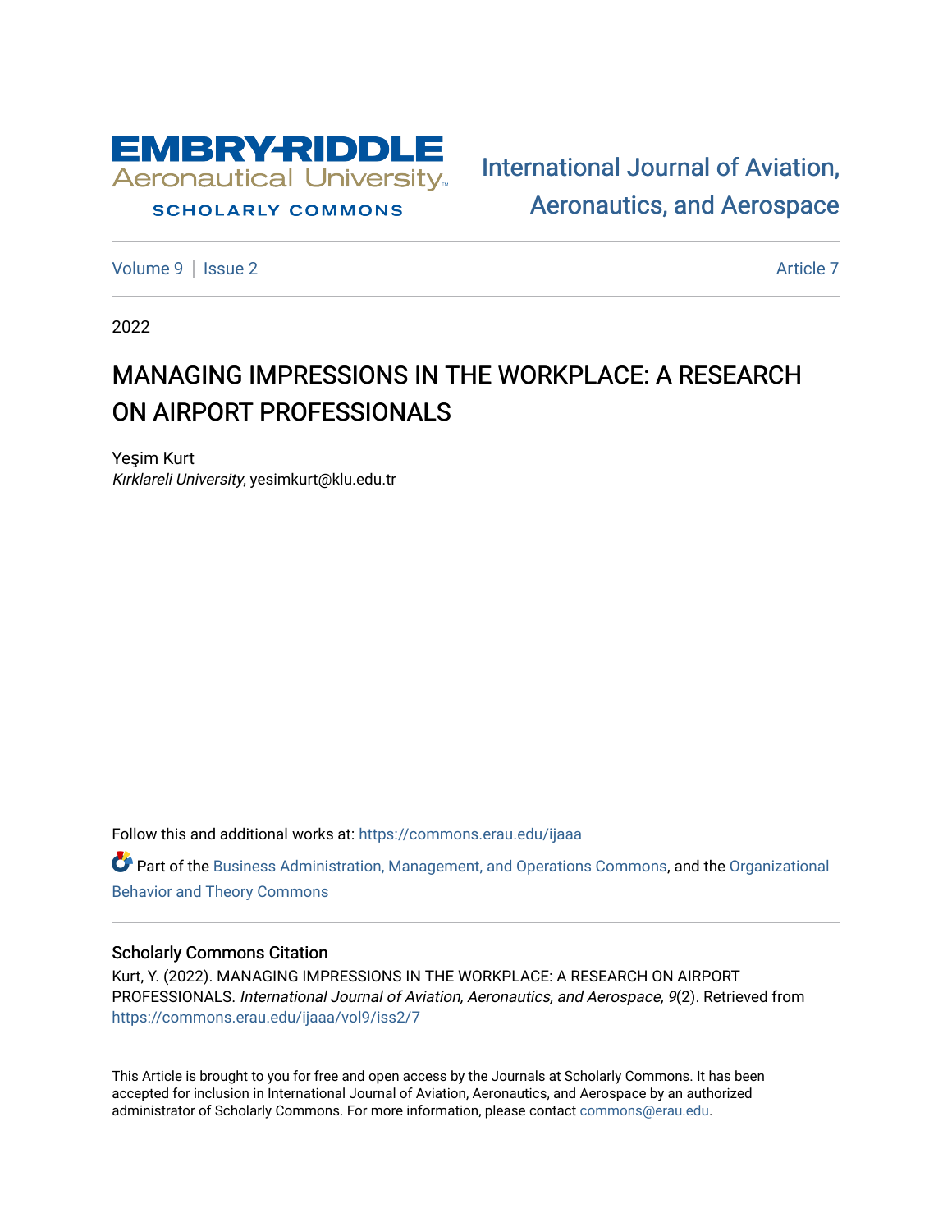Embry-Riddle Aeronautical University

SCHOLARLY COMMONS

International Journal of Aviation, Aeronautics, and Aerospace

Volume 9 | Issue 2 — Article 7

2022

# MANAGING IMPRESSIONS IN THE WORKPLACE: A RESEARCH ON AIRPORT PROFESSIONALS

Yeşim Kurt
*Kırklareli University*, yesimkurt@klu.edu.tr

Follow this and additional works at: https://commons.erau.edu/ijaaa

Part of the Business Administration, Management, and Operations Commons, and the Organizational Behavior and Theory Commons

## Scholarly Commons Citation

Kurt, Y. (2022). MANAGING IMPRESSIONS IN THE WORKPLACE: A RESEARCH ON AIRPORT PROFESSIONALS. *International Journal of Aviation, Aeronautics, and Aerospace, 9*(2). Retrieved from https://commons.erau.edu/ijaaa/vol9/iss2/7

This Article is brought to you for free and open access by the Journals at Scholarly Commons. It has been accepted for inclusion in International Journal of Aviation, Aeronautics, and Aerospace by an authorized administrator of Scholarly Commons. For more information, please contact commons@erau.edu.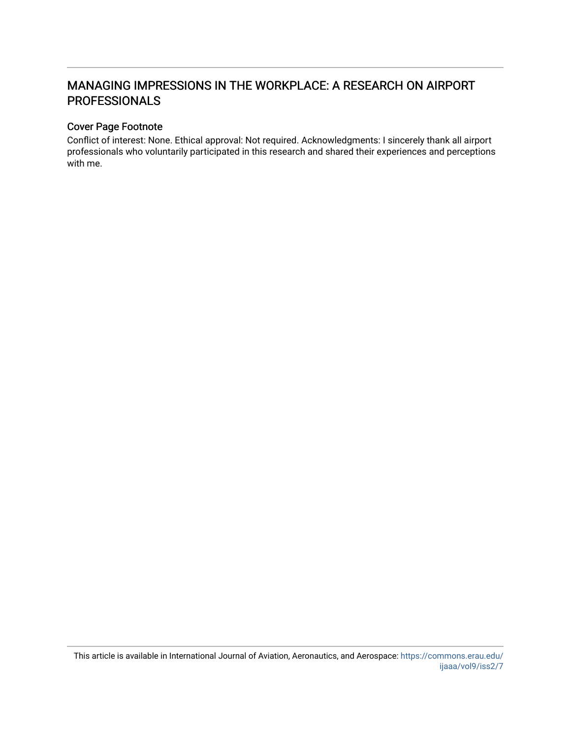# MANAGING IMPRESSIONS IN THE WORKPLACE: A RESEARCH ON AIRPORT PROFESSIONALS

## Cover Page Footnote

Conflict of interest: None. Ethical approval: Not required. Acknowledgments: I sincerely thank all airport professionals who voluntarily participated in this research and shared their experiences and perceptions with me.

This article is available in International Journal of Aviation, Aeronautics, and Aerospace: https://commons.erau.edu/ijaaa/vol9/iss2/7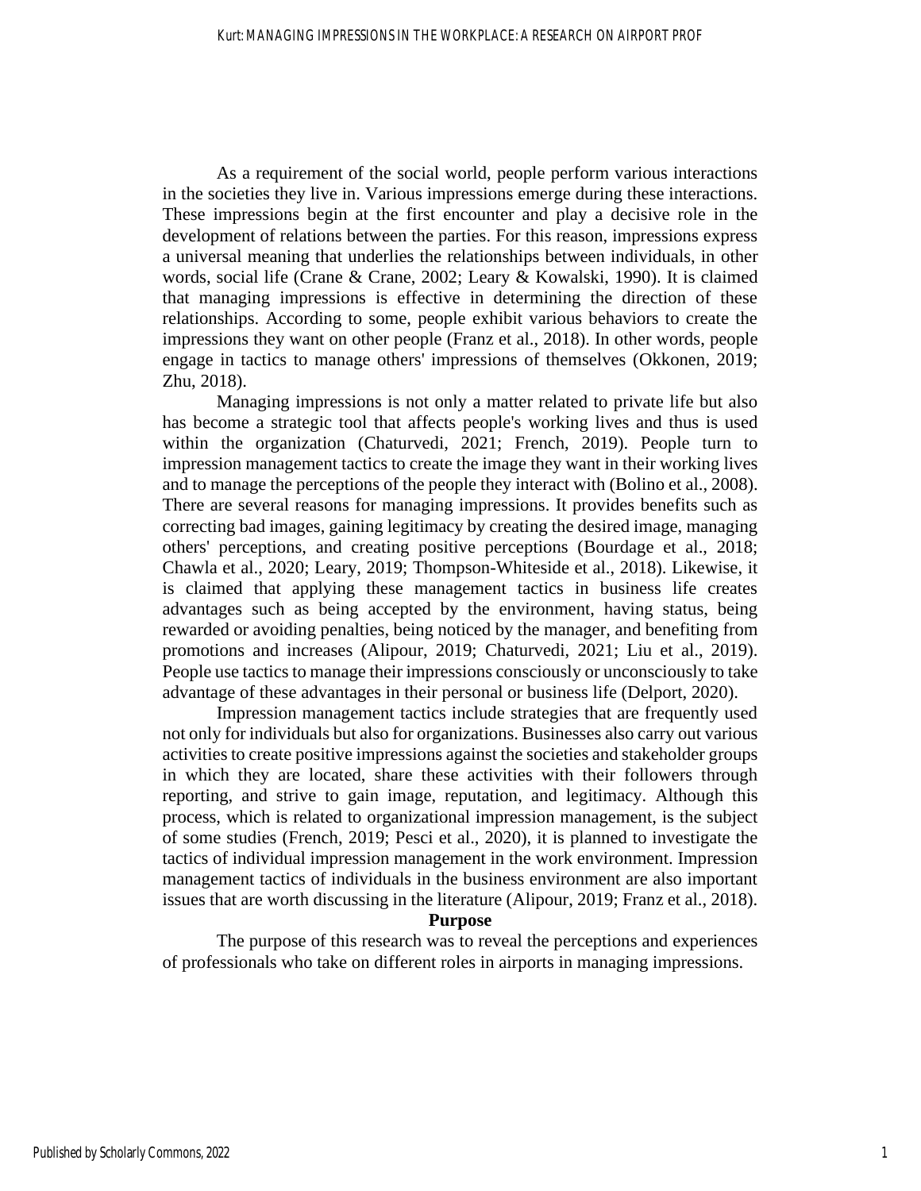As a requirement of the social world, people perform various interactions in the societies they live in. Various impressions emerge during these interactions. These impressions begin at the first encounter and play a decisive role in the development of relations between the parties. For this reason, impressions express a universal meaning that underlies the relationships between individuals, in other words, social life (Crane & Crane, 2002; Leary & Kowalski, 1990). It is claimed that managing impressions is effective in determining the direction of these relationships. According to some, people exhibit various behaviors to create the impressions they want on other people (Franz et al., 2018). In other words, people engage in tactics to manage others' impressions of themselves (Okkonen, 2019; Zhu, 2018).

Managing impressions is not only a matter related to private life but also has become a strategic tool that affects people's working lives and thus is used within the organization (Chaturvedi, 2021; French, 2019). People turn to impression management tactics to create the image they want in their working lives and to manage the perceptions of the people they interact with (Bolino et al., 2008). There are several reasons for managing impressions. It provides benefits such as correcting bad images, gaining legitimacy by creating the desired image, managing others' perceptions, and creating positive perceptions (Bourdage et al., 2018; Chawla et al., 2020; Leary, 2019; Thompson-Whiteside et al., 2018). Likewise, it is claimed that applying these management tactics in business life creates advantages such as being accepted by the environment, having status, being rewarded or avoiding penalties, being noticed by the manager, and benefiting from promotions and increases (Alipour, 2019; Chaturvedi, 2021; Liu et al., 2019). People use tactics to manage their impressions consciously or unconsciously to take advantage of these advantages in their personal or business life (Delport, 2020).

Impression management tactics include strategies that are frequently used not only for individuals but also for organizations. Businesses also carry out various activities to create positive impressions against the societies and stakeholder groups in which they are located, share these activities with their followers through reporting, and strive to gain image, reputation, and legitimacy. Although this process, which is related to organizational impression management, is the subject of some studies (French, 2019; Pesci et al., 2020), it is planned to investigate the tactics of individual impression management in the work environment. Impression management tactics of individuals in the business environment are also important issues that are worth discussing in the literature (Alipour, 2019; Franz et al., 2018).

## Purpose

The purpose of this research was to reveal the perceptions and experiences of professionals who take on different roles in airports in managing impressions.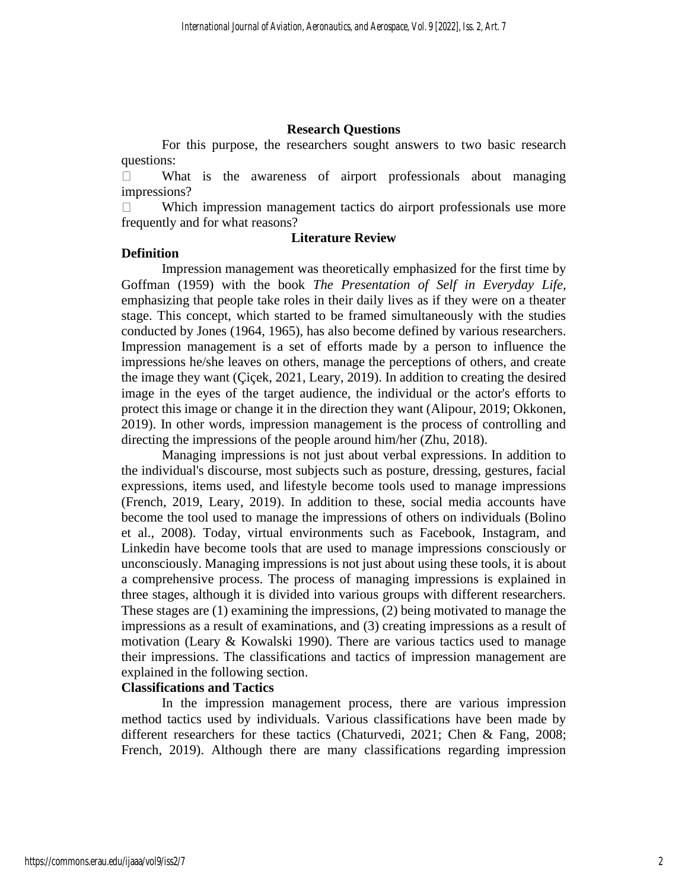## Research Questions

For this purpose, the researchers sought answers to two basic research questions:

- What is the awareness of airport professionals about managing impressions?
- Which impression management tactics do airport professionals use more frequently and for what reasons?

## Literature Review

### Definition

Impression management was theoretically emphasized for the first time by Goffman (1959) with the book *The Presentation of Self in Everyday Life,* emphasizing that people take roles in their daily lives as if they were on a theater stage. This concept, which started to be framed simultaneously with the studies conducted by Jones (1964, 1965), has also become defined by various researchers. Impression management is a set of efforts made by a person to influence the impressions he/she leaves on others, manage the perceptions of others, and create the image they want (Çiçek, 2021, Leary, 2019). In addition to creating the desired image in the eyes of the target audience, the individual or the actor's efforts to protect this image or change it in the direction they want (Alipour, 2019; Okkonen, 2019). In other words, impression management is the process of controlling and directing the impressions of the people around him/her (Zhu, 2018).

Managing impressions is not just about verbal expressions. In addition to the individual's discourse, most subjects such as posture, dressing, gestures, facial expressions, items used, and lifestyle become tools used to manage impressions (French, 2019, Leary, 2019). In addition to these, social media accounts have become the tool used to manage the impressions of others on individuals (Bolino et al., 2008). Today, virtual environments such as Facebook, Instagram, and Linkedin have become tools that are used to manage impressions consciously or unconsciously. Managing impressions is not just about using these tools, it is about a comprehensive process. The process of managing impressions is explained in three stages, although it is divided into various groups with different researchers. These stages are (1) examining the impressions, (2) being motivated to manage the impressions as a result of examinations, and (3) creating impressions as a result of motivation (Leary & Kowalski 1990). There are various tactics used to manage their impressions. The classifications and tactics of impression management are explained in the following section.

### Classifications and Tactics

In the impression management process, there are various impression method tactics used by individuals. Various classifications have been made by different researchers for these tactics (Chaturvedi, 2021; Chen & Fang, 2008; French, 2019). Although there are many classifications regarding impression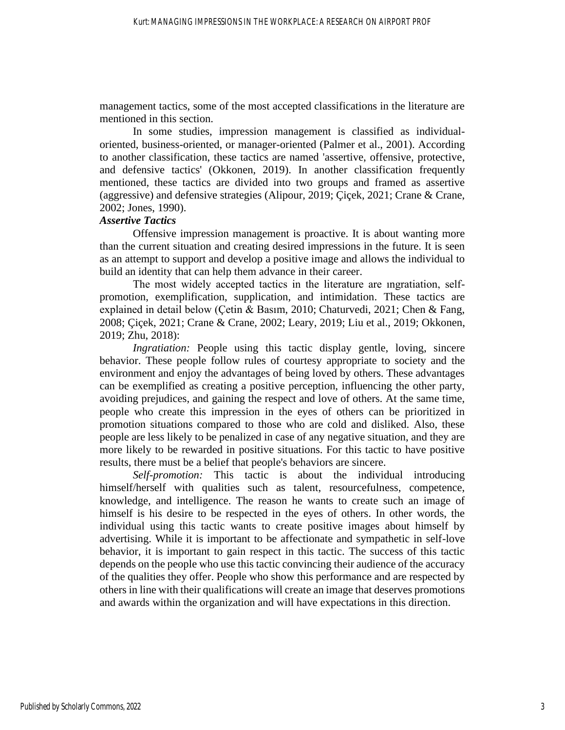management tactics, some of the most accepted classifications in the literature are mentioned in this section.

In some studies, impression management is classified as individual-oriented, business-oriented, or manager-oriented (Palmer et al., 2001). According to another classification, these tactics are named 'assertive, offensive, protective, and defensive tactics' (Okkonen, 2019). In another classification frequently mentioned, these tactics are divided into two groups and framed as assertive (aggressive) and defensive strategies (Alipour, 2019; Çiçek, 2021; Crane & Crane, 2002; Jones, 1990).

***Assertive Tactics***

Offensive impression management is proactive. It is about wanting more than the current situation and creating desired impressions in the future. It is seen as an attempt to support and develop a positive image and allows the individual to build an identity that can help them advance in their career.

The most widely accepted tactics in the literature are ıngratiation, self-promotion, exemplification, supplication, and intimidation. These tactics are explained in detail below (Çetin & Basım, 2010; Chaturvedi, 2021; Chen & Fang, 2008; Çiçek, 2021; Crane & Crane, 2002; Leary, 2019; Liu et al., 2019; Okkonen, 2019; Zhu, 2018):

*Ingratiation:* People using this tactic display gentle, loving, sincere behavior. These people follow rules of courtesy appropriate to society and the environment and enjoy the advantages of being loved by others. These advantages can be exemplified as creating a positive perception, influencing the other party, avoiding prejudices, and gaining the respect and love of others. At the same time, people who create this impression in the eyes of others can be prioritized in promotion situations compared to those who are cold and disliked. Also, these people are less likely to be penalized in case of any negative situation, and they are more likely to be rewarded in positive situations. For this tactic to have positive results, there must be a belief that people's behaviors are sincere.

*Self-promotion:* This tactic is about the individual introducing himself/herself with qualities such as talent, resourcefulness, competence, knowledge, and intelligence. The reason he wants to create such an image of himself is his desire to be respected in the eyes of others. In other words, the individual using this tactic wants to create positive images about himself by advertising. While it is important to be affectionate and sympathetic in self-love behavior, it is important to gain respect in this tactic. The success of this tactic depends on the people who use this tactic convincing their audience of the accuracy of the qualities they offer. People who show this performance and are respected by others in line with their qualifications will create an image that deserves promotions and awards within the organization and will have expectations in this direction.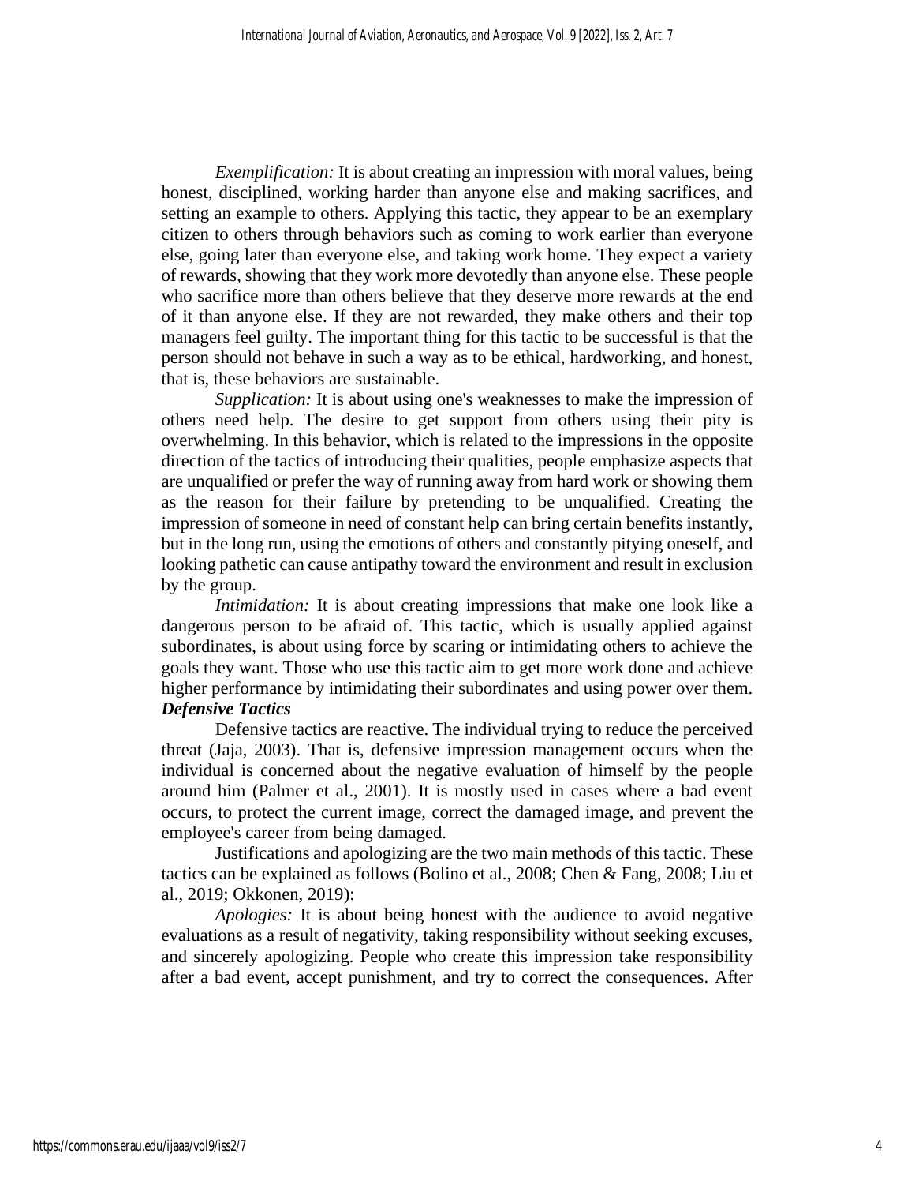*Exemplification:* It is about creating an impression with moral values, being honest, disciplined, working harder than anyone else and making sacrifices, and setting an example to others. Applying this tactic, they appear to be an exemplary citizen to others through behaviors such as coming to work earlier than everyone else, going later than everyone else, and taking work home. They expect a variety of rewards, showing that they work more devotedly than anyone else. These people who sacrifice more than others believe that they deserve more rewards at the end of it than anyone else. If they are not rewarded, they make others and their top managers feel guilty. The important thing for this tactic to be successful is that the person should not behave in such a way as to be ethical, hardworking, and honest, that is, these behaviors are sustainable.

*Supplication:* It is about using one's weaknesses to make the impression of others need help. The desire to get support from others using their pity is overwhelming. In this behavior, which is related to the impressions in the opposite direction of the tactics of introducing their qualities, people emphasize aspects that are unqualified or prefer the way of running away from hard work or showing them as the reason for their failure by pretending to be unqualified. Creating the impression of someone in need of constant help can bring certain benefits instantly, but in the long run, using the emotions of others and constantly pitying oneself, and looking pathetic can cause antipathy toward the environment and result in exclusion by the group.

*Intimidation:* It is about creating impressions that make one look like a dangerous person to be afraid of. This tactic, which is usually applied against subordinates, is about using force by scaring or intimidating others to achieve the goals they want. Those who use this tactic aim to get more work done and achieve higher performance by intimidating their subordinates and using power over them.

***Defensive Tactics***

Defensive tactics are reactive. The individual trying to reduce the perceived threat (Jaja, 2003). That is, defensive impression management occurs when the individual is concerned about the negative evaluation of himself by the people around him (Palmer et al., 2001). It is mostly used in cases where a bad event occurs, to protect the current image, correct the damaged image, and prevent the employee's career from being damaged.

Justifications and apologizing are the two main methods of this tactic. These tactics can be explained as follows (Bolino et al., 2008; Chen & Fang, 2008; Liu et al., 2019; Okkonen, 2019):

*Apologies:* It is about being honest with the audience to avoid negative evaluations as a result of negativity, taking responsibility without seeking excuses, and sincerely apologizing. People who create this impression take responsibility after a bad event, accept punishment, and try to correct the consequences. After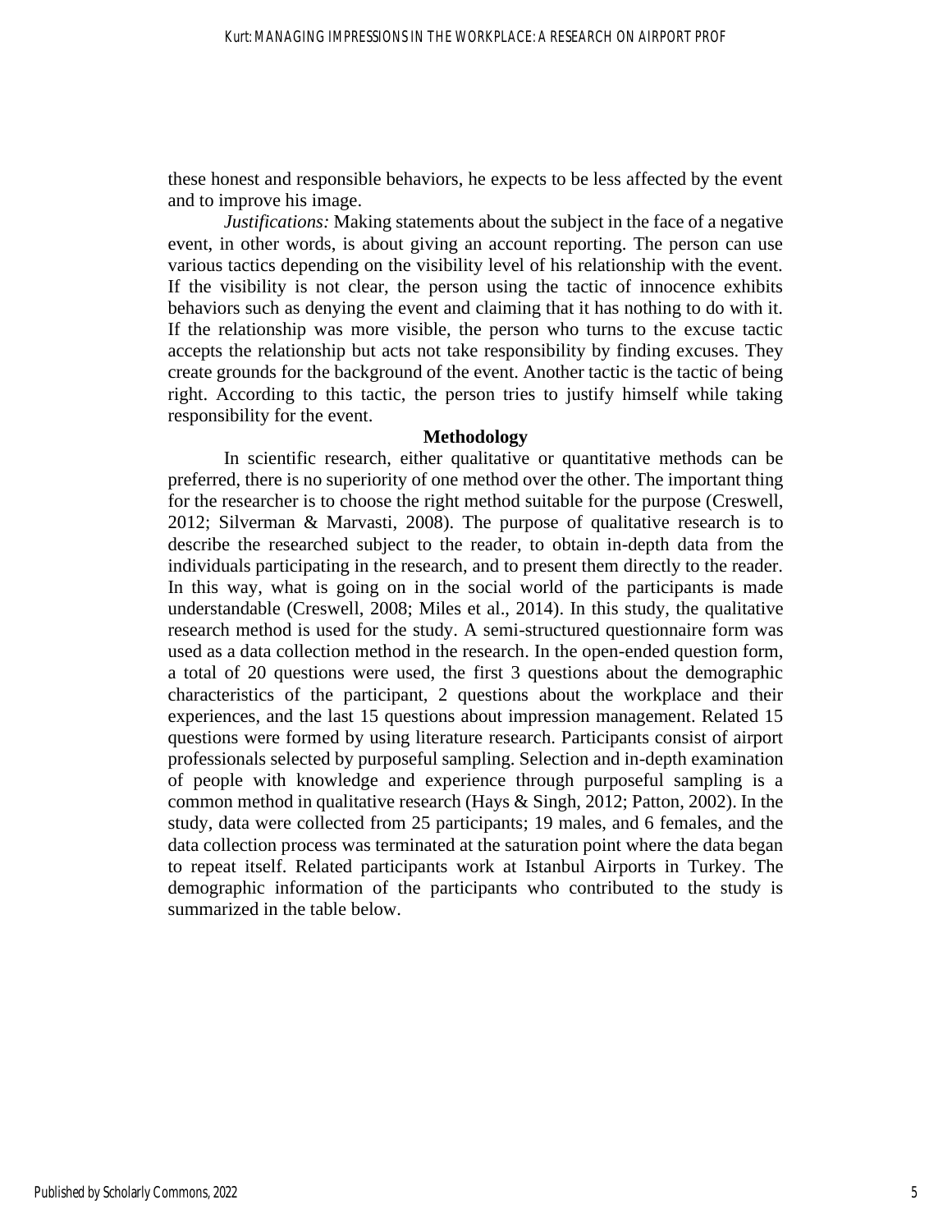these honest and responsible behaviors, he expects to be less affected by the event and to improve his image.

*Justifications:* Making statements about the subject in the face of a negative event, in other words, is about giving an account reporting. The person can use various tactics depending on the visibility level of his relationship with the event. If the visibility is not clear, the person using the tactic of innocence exhibits behaviors such as denying the event and claiming that it has nothing to do with it. If the relationship was more visible, the person who turns to the excuse tactic accepts the relationship but acts not take responsibility by finding excuses. They create grounds for the background of the event. Another tactic is the tactic of being right. According to this tactic, the person tries to justify himself while taking responsibility for the event.

## Methodology

In scientific research, either qualitative or quantitative methods can be preferred, there is no superiority of one method over the other. The important thing for the researcher is to choose the right method suitable for the purpose (Creswell, 2012; Silverman & Marvasti, 2008). The purpose of qualitative research is to describe the researched subject to the reader, to obtain in-depth data from the individuals participating in the research, and to present them directly to the reader. In this way, what is going on in the social world of the participants is made understandable (Creswell, 2008; Miles et al., 2014). In this study, the qualitative research method is used for the study. A semi-structured questionnaire form was used as a data collection method in the research. In the open-ended question form, a total of 20 questions were used, the first 3 questions about the demographic characteristics of the participant, 2 questions about the workplace and their experiences, and the last 15 questions about impression management. Related 15 questions were formed by using literature research. Participants consist of airport professionals selected by purposeful sampling. Selection and in-depth examination of people with knowledge and experience through purposeful sampling is a common method in qualitative research (Hays & Singh, 2012; Patton, 2002). In the study, data were collected from 25 participants; 19 males, and 6 females, and the data collection process was terminated at the saturation point where the data began to repeat itself. Related participants work at Istanbul Airports in Turkey. The demographic information of the participants who contributed to the study is summarized in the table below.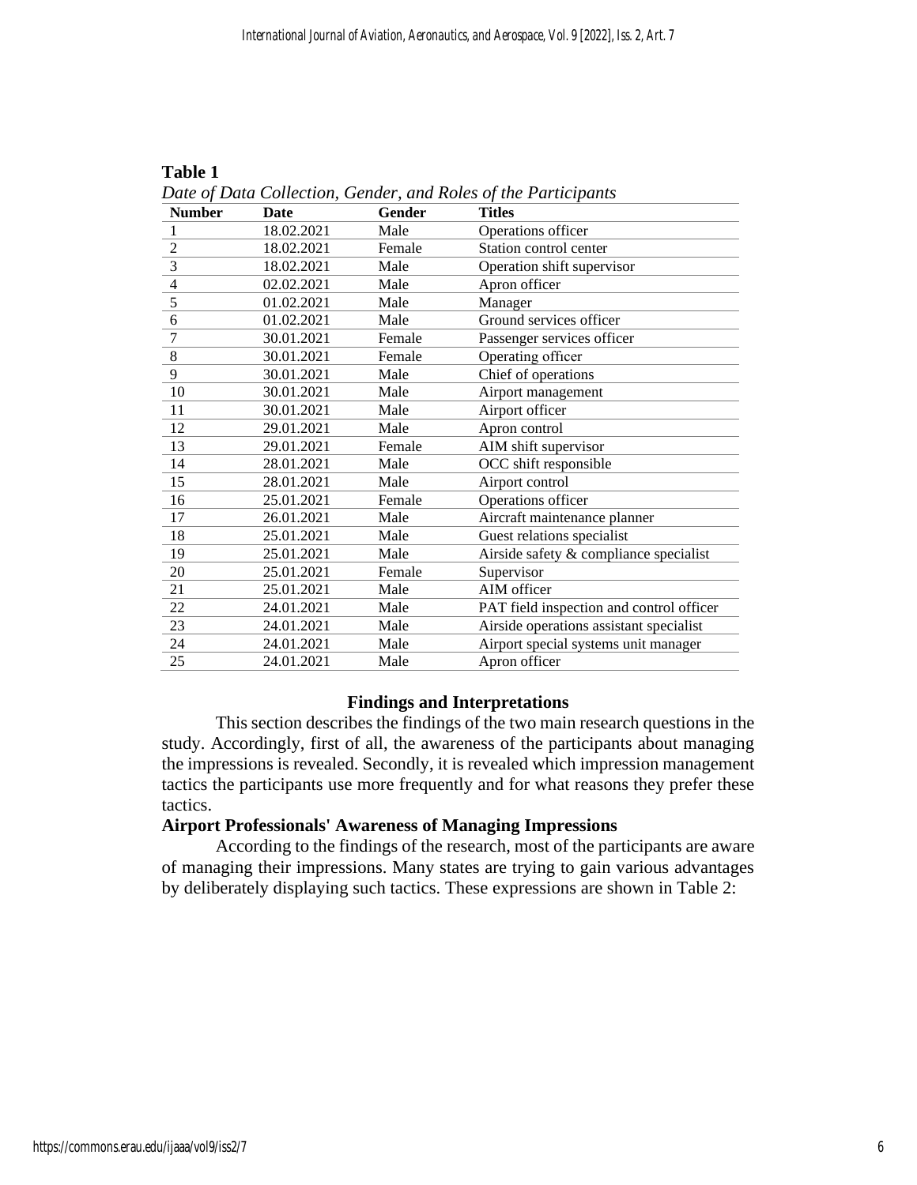**Table 1**

*Date of Data Collection, Gender, and Roles of the Participants*

| Number | Date | Gender | Titles |
|---|---|---|---|
| 1 | 18.02.2021 | Male | Operations officer |
| 2 | 18.02.2021 | Female | Station control center |
| 3 | 18.02.2021 | Male | Operation shift supervisor |
| 4 | 02.02.2021 | Male | Apron officer |
| 5 | 01.02.2021 | Male | Manager |
| 6 | 01.02.2021 | Male | Ground services officer |
| 7 | 30.01.2021 | Female | Passenger services officer |
| 8 | 30.01.2021 | Female | Operating officer |
| 9 | 30.01.2021 | Male | Chief of operations |
| 10 | 30.01.2021 | Male | Airport management |
| 11 | 30.01.2021 | Male | Airport officer |
| 12 | 29.01.2021 | Male | Apron control |
| 13 | 29.01.2021 | Female | AIM shift supervisor |
| 14 | 28.01.2021 | Male | OCC shift responsible |
| 15 | 28.01.2021 | Male | Airport control |
| 16 | 25.01.2021 | Female | Operations officer |
| 17 | 26.01.2021 | Male | Aircraft maintenance planner |
| 18 | 25.01.2021 | Male | Guest relations specialist |
| 19 | 25.01.2021 | Male | Airside safety & compliance specialist |
| 20 | 25.01.2021 | Female | Supervisor |
| 21 | 25.01.2021 | Male | AIM officer |
| 22 | 24.01.2021 | Male | PAT field inspection and control officer |
| 23 | 24.01.2021 | Male | Airside operations assistant specialist |
| 24 | 24.01.2021 | Male | Airport special systems unit manager |
| 25 | 24.01.2021 | Male | Apron officer |

## Findings and Interpretations

This section describes the findings of the two main research questions in the study. Accordingly, first of all, the awareness of the participants about managing the impressions is revealed. Secondly, it is revealed which impression management tactics the participants use more frequently and for what reasons they prefer these tactics.

### Airport Professionals' Awareness of Managing Impressions

According to the findings of the research, most of the participants are aware of managing their impressions. Many states are trying to gain various advantages by deliberately displaying such tactics. These expressions are shown in Table 2: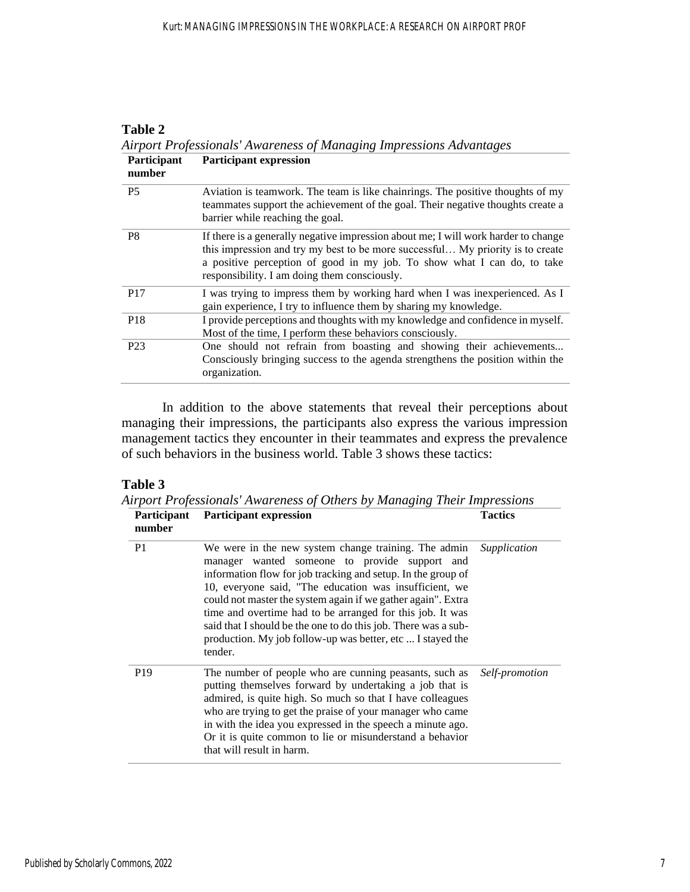**Table 2**

*Airport Professionals' Awareness of Managing Impressions Advantages*

| Participant number | Participant expression |
|---|---|
| P5 | Aviation is teamwork. The team is like chainrings. The positive thoughts of my teammates support the achievement of the goal. Their negative thoughts create a barrier while reaching the goal. |
| P8 | If there is a generally negative impression about me; I will work harder to change this impression and try my best to be more successful… My priority is to create a positive perception of good in my job. To show what I can do, to take responsibility. I am doing them consciously. |
| P17 | I was trying to impress them by working hard when I was inexperienced. As I gain experience, I try to influence them by sharing my knowledge. |
| P18 | I provide perceptions and thoughts with my knowledge and confidence in myself. Most of the time, I perform these behaviors consciously. |
| P23 | One should not refrain from boasting and showing their achievements... Consciously bringing success to the agenda strengthens the position within the organization. |

In addition to the above statements that reveal their perceptions about managing their impressions, the participants also express the various impression management tactics they encounter in their teammates and express the prevalence of such behaviors in the business world. Table 3 shows these tactics:

**Table 3**

*Airport Professionals' Awareness of Others by Managing Their Impressions*

| Participant number | Participant expression | Tactics |
|---|---|---|
| P1 | We were in the new system change training. The admin manager wanted someone to provide support and information flow for job tracking and setup. In the group of 10, everyone said, "The education was insufficient, we could not master the system again if we gather again". Extra time and overtime had to be arranged for this job. It was said that I should be the one to do this job. There was a sub-production. My job follow-up was better, etc ... I stayed the tender. | *Supplication* |
| P19 | The number of people who are cunning peasants, such as putting themselves forward by undertaking a job that is admired, is quite high. So much so that I have colleagues who are trying to get the praise of your manager who came in with the idea you expressed in the speech a minute ago. Or it is quite common to lie or misunderstand a behavior that will result in harm. | *Self-promotion* |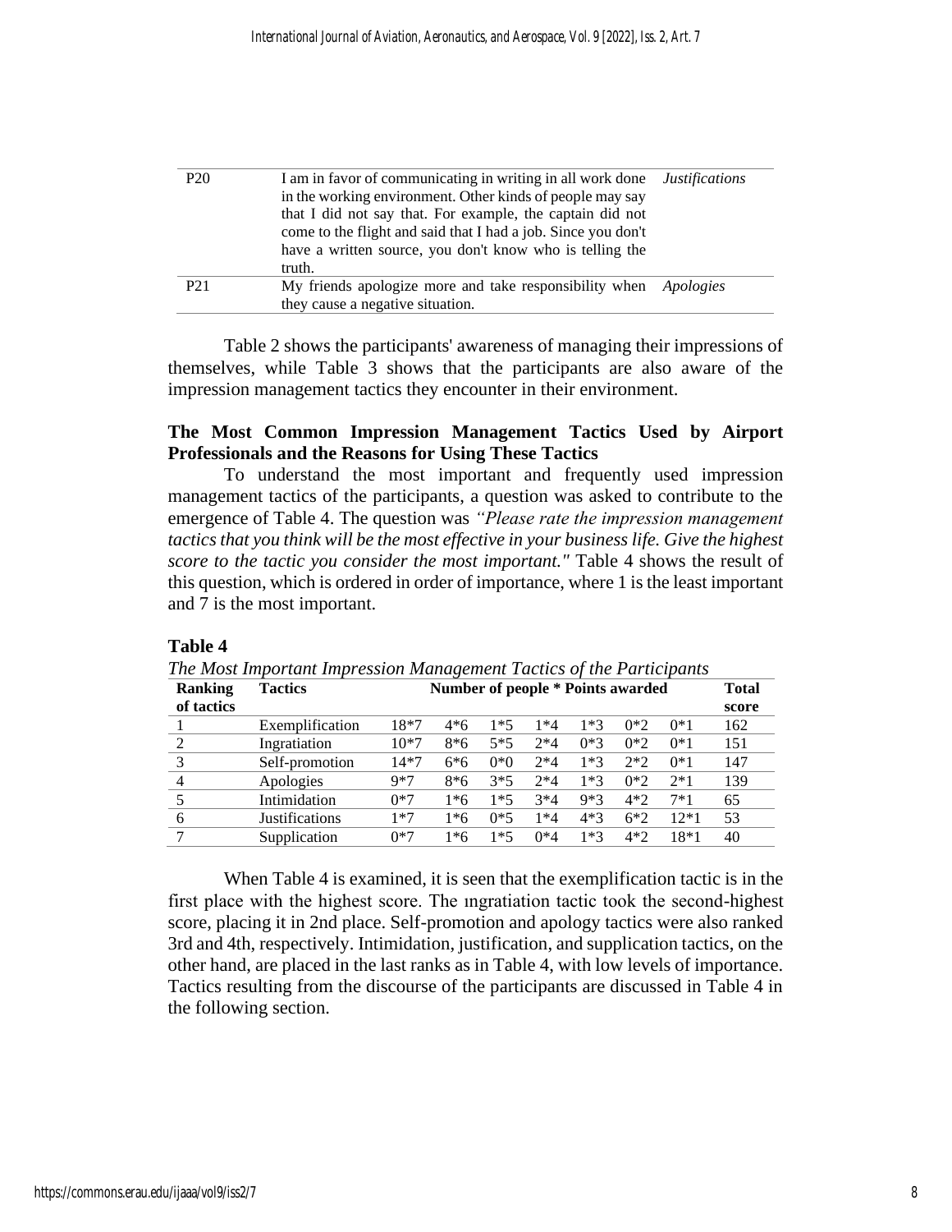| P20 | I am in favor of communicating in writing in all work done in the working environment. Other kinds of people may say that I did not say that. For example, the captain did not come to the flight and said that I had a job. Since you don't have a written source, you don't know who is telling the truth. | *Justifications* |
|---|---|---|
| P21 | My friends apologize more and take responsibility when they cause a negative situation. | *Apologies* |

Table 2 shows the participants' awareness of managing their impressions of themselves, while Table 3 shows that the participants are also aware of the impression management tactics they encounter in their environment.

### The Most Common Impression Management Tactics Used by Airport Professionals and the Reasons for Using These Tactics

To understand the most important and frequently used impression management tactics of the participants, a question was asked to contribute to the emergence of Table 4. The question was *"Please rate the impression management tactics that you think will be the most effective in your business life. Give the highest score to the tactic you consider the most important."* Table 4 shows the result of this question, which is ordered in order of importance, where 1 is the least important and 7 is the most important.

**Table 4**

*The Most Important Impression Management Tactics of the Participants*

| Ranking of tactics | Tactics | Number of people * Points awarded | | | | | | | Total score |
|---|---|---|---|---|---|---|---|---|---|
| 1 | Exemplification | 18*7 | 4*6 | 1*5 | 1*4 | 1*3 | 0*2 | 0*1 | 162 |
| 2 | Ingratiation | 10*7 | 8*6 | 5*5 | 2*4 | 0*3 | 0*2 | 0*1 | 151 |
| 3 | Self-promotion | 14*7 | 6*6 | 0*0 | 2*4 | 1*3 | 2*2 | 0*1 | 147 |
| 4 | Apologies | 9*7 | 8*6 | 3*5 | 2*4 | 1*3 | 0*2 | 2*1 | 139 |
| 5 | Intimidation | 0*7 | 1*6 | 1*5 | 3*4 | 9*3 | 4*2 | 7*1 | 65 |
| 6 | Justifications | 1*7 | 1*6 | 0*5 | 1*4 | 4*3 | 6*2 | 12*1 | 53 |
| 7 | Supplication | 0*7 | 1*6 | 1*5 | 0*4 | 1*3 | 4*2 | 18*1 | 40 |

When Table 4 is examined, it is seen that the exemplification tactic is in the first place with the highest score. The ıngratiation tactic took the second-highest score, placing it in 2nd place. Self-promotion and apology tactics were also ranked 3rd and 4th, respectively. Intimidation, justification, and supplication tactics, on the other hand, are placed in the last ranks as in Table 4, with low levels of importance. Tactics resulting from the discourse of the participants are discussed in Table 4 in the following section.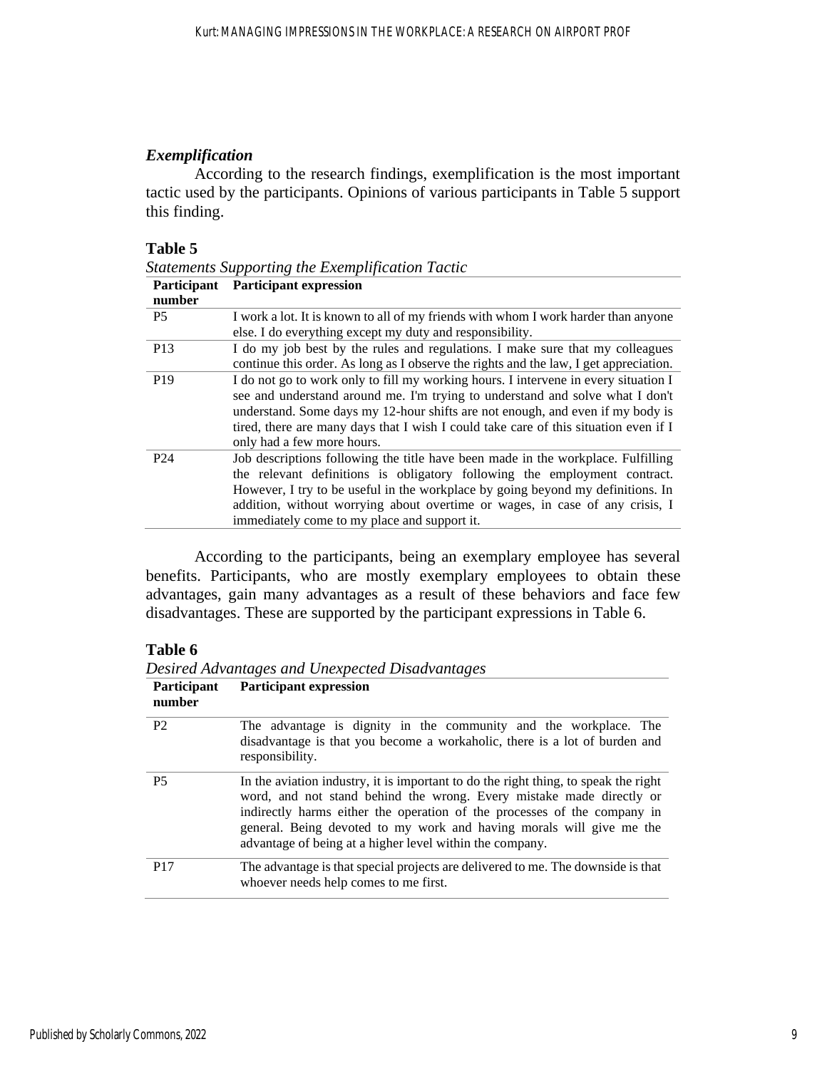### *Exemplification*

According to the research findings, exemplification is the most important tactic used by the participants. Opinions of various participants in Table 5 support this finding.

**Table 5**

*Statements Supporting the Exemplification Tactic*

| Participant number | Participant expression |
|---|---|
| P5 | I work a lot. It is known to all of my friends with whom I work harder than anyone else. I do everything except my duty and responsibility. |
| P13 | I do my job best by the rules and regulations. I make sure that my colleagues continue this order. As long as I observe the rights and the law, I get appreciation. |
| P19 | I do not go to work only to fill my working hours. I intervene in every situation I see and understand around me. I'm trying to understand and solve what I don't understand. Some days my 12-hour shifts are not enough, and even if my body is tired, there are many days that I wish I could take care of this situation even if I only had a few more hours. |
| P24 | Job descriptions following the title have been made in the workplace. Fulfilling the relevant definitions is obligatory following the employment contract. However, I try to be useful in the workplace by going beyond my definitions. In addition, without worrying about overtime or wages, in case of any crisis, I immediately come to my place and support it. |

According to the participants, being an exemplary employee has several benefits. Participants, who are mostly exemplary employees to obtain these advantages, gain many advantages as a result of these behaviors and face few disadvantages. These are supported by the participant expressions in Table 6.

**Table 6**

*Desired Advantages and Unexpected Disadvantages*

| Participant number | Participant expression |
|---|---|
| P2 | The advantage is dignity in the community and the workplace. The disadvantage is that you become a workaholic, there is a lot of burden and responsibility. |
| P5 | In the aviation industry, it is important to do the right thing, to speak the right word, and not stand behind the wrong. Every mistake made directly or indirectly harms either the operation of the processes of the company in general. Being devoted to my work and having morals will give me the advantage of being at a higher level within the company. |
| P17 | The advantage is that special projects are delivered to me. The downside is that whoever needs help comes to me first. |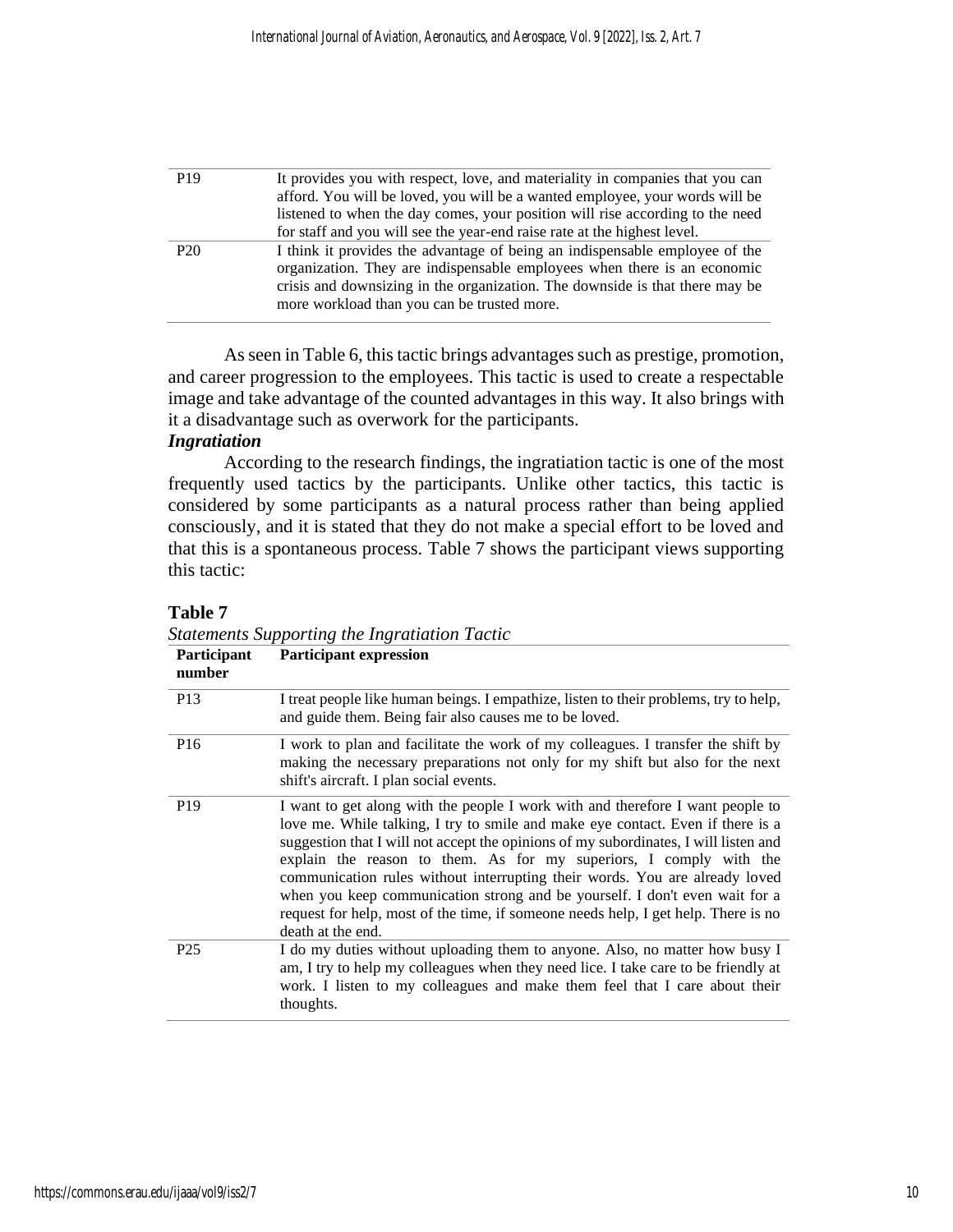| | |
|---|---|
| P19 | It provides you with respect, love, and materiality in companies that you can afford. You will be loved, you will be a wanted employee, your words will be listened to when the day comes, your position will rise according to the need for staff and you will see the year-end raise rate at the highest level. |
| P20 | I think it provides the advantage of being an indispensable employee of the organization. They are indispensable employees when there is an economic crisis and downsizing in the organization. The downside is that there may be more workload than you can be trusted more. |

As seen in Table 6, this tactic brings advantages such as prestige, promotion, and career progression to the employees. This tactic is used to create a respectable image and take advantage of the counted advantages in this way. It also brings with it a disadvantage such as overwork for the participants.

***Ingratiation***

According to the research findings, the ingratiation tactic is one of the most frequently used tactics by the participants. Unlike other tactics, this tactic is considered by some participants as a natural process rather than being applied consciously, and it is stated that they do not make a special effort to be loved and that this is a spontaneous process. Table 7 shows the participant views supporting this tactic:

**Table 7**

*Statements Supporting the Ingratiation Tactic*

| Participant number | Participant expression |
|---|---|
| P13 | I treat people like human beings. I empathize, listen to their problems, try to help, and guide them. Being fair also causes me to be loved. |
| P16 | I work to plan and facilitate the work of my colleagues. I transfer the shift by making the necessary preparations not only for my shift but also for the next shift's aircraft. I plan social events. |
| P19 | I want to get along with the people I work with and therefore I want people to love me. While talking, I try to smile and make eye contact. Even if there is a suggestion that I will not accept the opinions of my subordinates, I will listen and explain the reason to them. As for my superiors, I comply with the communication rules without interrupting their words. You are already loved when you keep communication strong and be yourself. I don't even wait for a request for help, most of the time, if someone needs help, I get help. There is no death at the end. |
| P25 | I do my duties without uploading them to anyone. Also, no matter how busy I am, I try to help my colleagues when they need lice. I take care to be friendly at work. I listen to my colleagues and make them feel that I care about their thoughts. |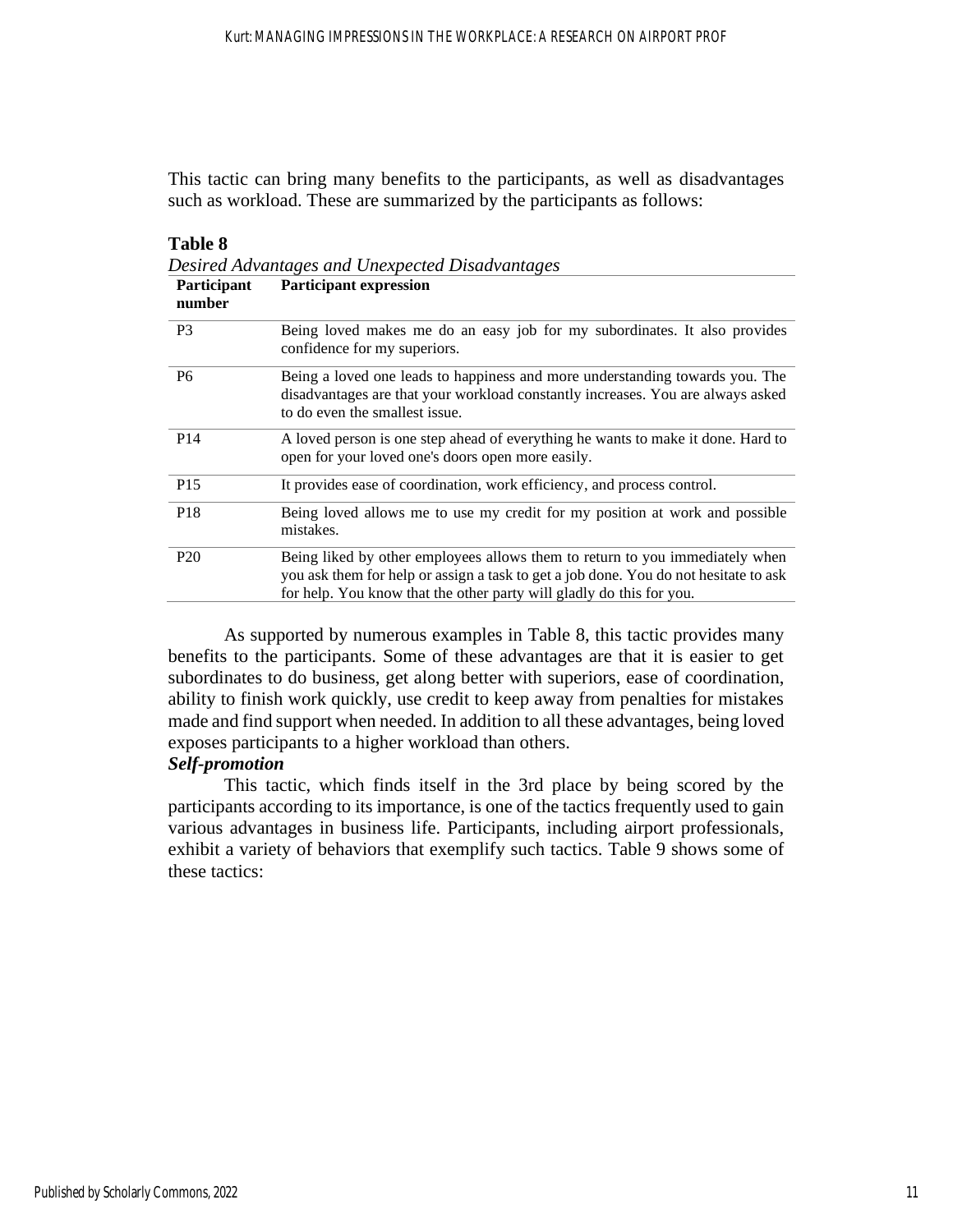This tactic can bring many benefits to the participants, as well as disadvantages such as workload. These are summarized by the participants as follows:

**Table 8**

*Desired Advantages and Unexpected Disadvantages*

| Participant number | Participant expression |
|---|---|
| P3 | Being loved makes me do an easy job for my subordinates. It also provides confidence for my superiors. |
| P6 | Being a loved one leads to happiness and more understanding towards you. The disadvantages are that your workload constantly increases. You are always asked to do even the smallest issue. |
| P14 | A loved person is one step ahead of everything he wants to make it done. Hard to open for your loved one's doors open more easily. |
| P15 | It provides ease of coordination, work efficiency, and process control. |
| P18 | Being loved allows me to use my credit for my position at work and possible mistakes. |
| P20 | Being liked by other employees allows them to return to you immediately when you ask them for help or assign a task to get a job done. You do not hesitate to ask for help. You know that the other party will gladly do this for you. |

As supported by numerous examples in Table 8, this tactic provides many benefits to the participants. Some of these advantages are that it is easier to get subordinates to do business, get along better with superiors, ease of coordination, ability to finish work quickly, use credit to keep away from penalties for mistakes made and find support when needed. In addition to all these advantages, being loved exposes participants to a higher workload than others.

***Self-promotion***

This tactic, which finds itself in the 3rd place by being scored by the participants according to its importance, is one of the tactics frequently used to gain various advantages in business life. Participants, including airport professionals, exhibit a variety of behaviors that exemplify such tactics. Table 9 shows some of these tactics: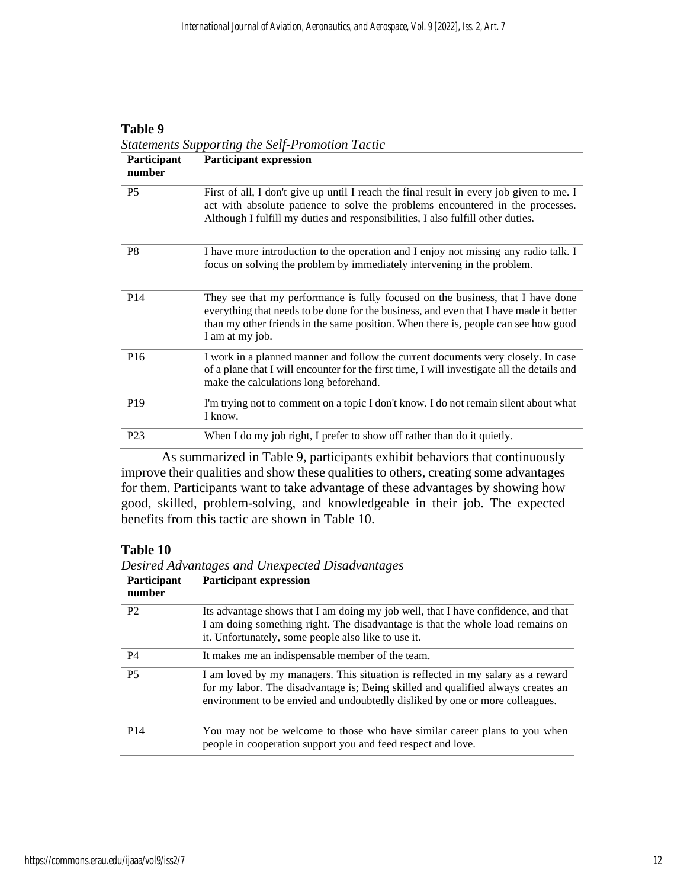**Table 9**

*Statements Supporting the Self-Promotion Tactic*

| Participant number | Participant expression |
|---|---|
| P5 | First of all, I don't give up until I reach the final result in every job given to me. I act with absolute patience to solve the problems encountered in the processes. Although I fulfill my duties and responsibilities, I also fulfill other duties. |
| P8 | I have more introduction to the operation and I enjoy not missing any radio talk. I focus on solving the problem by immediately intervening in the problem. |
| P14 | They see that my performance is fully focused on the business, that I have done everything that needs to be done for the business, and even that I have made it better than my other friends in the same position. When there is, people can see how good I am at my job. |
| P16 | I work in a planned manner and follow the current documents very closely. In case of a plane that I will encounter for the first time, I will investigate all the details and make the calculations long beforehand. |
| P19 | I'm trying not to comment on a topic I don't know. I do not remain silent about what I know. |
| P23 | When I do my job right, I prefer to show off rather than do it quietly. |

As summarized in Table 9, participants exhibit behaviors that continuously improve their qualities and show these qualities to others, creating some advantages for them. Participants want to take advantage of these advantages by showing how good, skilled, problem-solving, and knowledgeable in their job. The expected benefits from this tactic are shown in Table 10.

**Table 10**

*Desired Advantages and Unexpected Disadvantages*

| Participant number | Participant expression |
|---|---|
| P2 | Its advantage shows that I am doing my job well, that I have confidence, and that I am doing something right. The disadvantage is that the whole load remains on it. Unfortunately, some people also like to use it. |
| P4 | It makes me an indispensable member of the team. |
| P5 | I am loved by my managers. This situation is reflected in my salary as a reward for my labor. The disadvantage is; Being skilled and qualified always creates an environment to be envied and undoubtedly disliked by one or more colleagues. |
| P14 | You may not be welcome to those who have similar career plans to you when people in cooperation support you and feed respect and love. |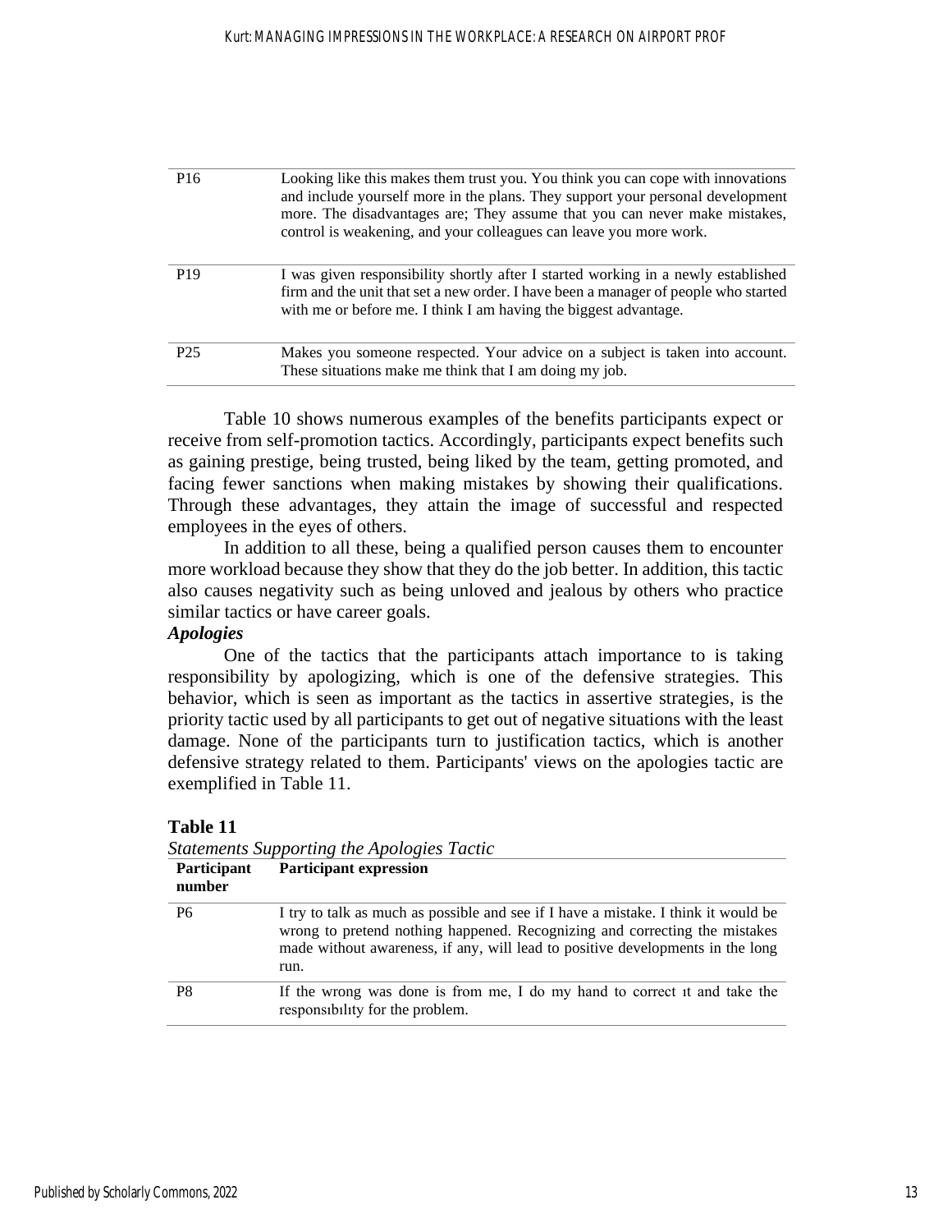| | |
|---|---|
| P16 | Looking like this makes them trust you. You think you can cope with innovations and include yourself more in the plans. They support your personal development more. The disadvantages are; They assume that you can never make mistakes, control is weakening, and your colleagues can leave you more work. |
| P19 | I was given responsibility shortly after I started working in a newly established firm and the unit that set a new order. I have been a manager of people who started with me or before me. I think I am having the biggest advantage. |
| P25 | Makes you someone respected. Your advice on a subject is taken into account. These situations make me think that I am doing my job. |

Table 10 shows numerous examples of the benefits participants expect or receive from self-promotion tactics. Accordingly, participants expect benefits such as gaining prestige, being trusted, being liked by the team, getting promoted, and facing fewer sanctions when making mistakes by showing their qualifications. Through these advantages, they attain the image of successful and respected employees in the eyes of others.

In addition to all these, being a qualified person causes them to encounter more workload because they show that they do the job better. In addition, this tactic also causes negativity such as being unloved and jealous by others who practice similar tactics or have career goals.

***Apologies***

One of the tactics that the participants attach importance to is taking responsibility by apologizing, which is one of the defensive strategies. This behavior, which is seen as important as the tactics in assertive strategies, is the priority tactic used by all participants to get out of negative situations with the least damage. None of the participants turn to justification tactics, which is another defensive strategy related to them. Participants' views on the apologies tactic are exemplified in Table 11.

**Table 11**

*Statements Supporting the Apologies Tactic*

| Participant number | Participant expression |
|---|---|
| P6 | I try to talk as much as possible and see if I have a mistake. I think it would be wrong to pretend nothing happened. Recognizing and correcting the mistakes made without awareness, if any, will lead to positive developments in the long run. |
| P8 | If the wrong was done is from me, I do my hand to correct ıt and take the responsıbılıty for the problem. |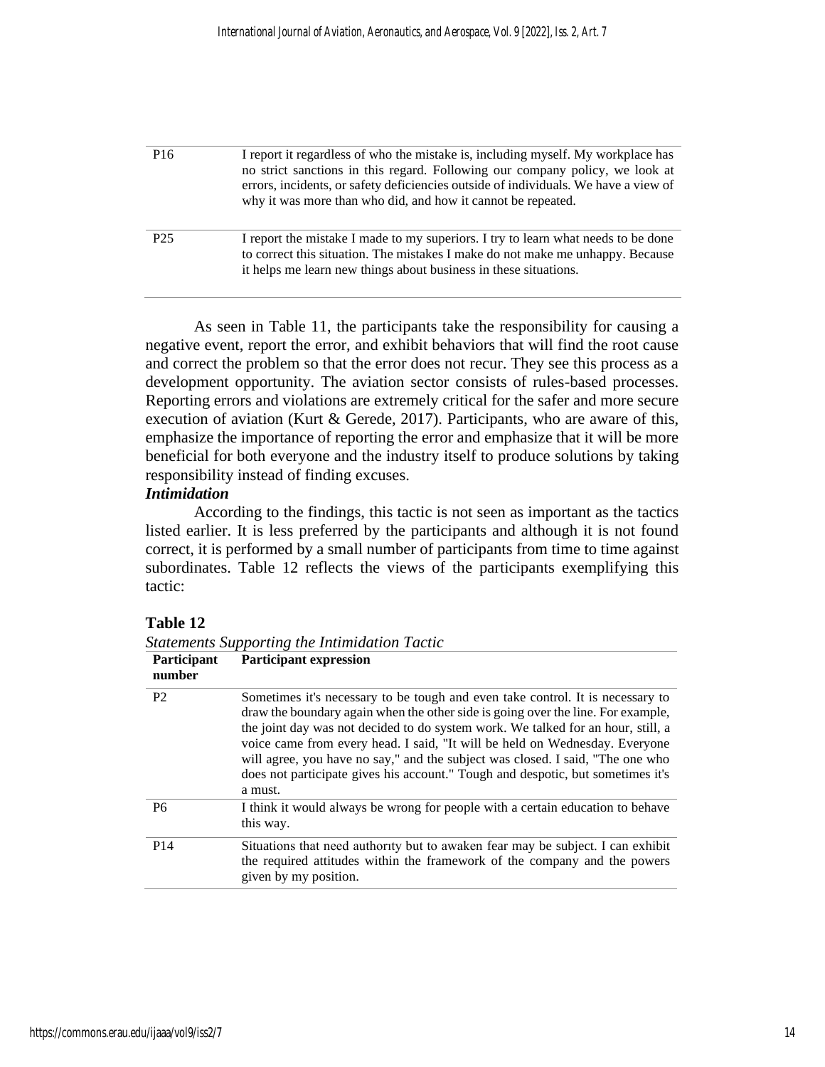| | |
|---|---|
| P16 | I report it regardless of who the mistake is, including myself. My workplace has no strict sanctions in this regard. Following our company policy, we look at errors, incidents, or safety deficiencies outside of individuals. We have a view of why it was more than who did, and how it cannot be repeated. |
| P25 | I report the mistake I made to my superiors. I try to learn what needs to be done to correct this situation. The mistakes I make do not make me unhappy. Because it helps me learn new things about business in these situations. |

As seen in Table 11, the participants take the responsibility for causing a negative event, report the error, and exhibit behaviors that will find the root cause and correct the problem so that the error does not recur. They see this process as a development opportunity. The aviation sector consists of rules-based processes. Reporting errors and violations are extremely critical for the safer and more secure execution of aviation (Kurt & Gerede, 2017). Participants, who are aware of this, emphasize the importance of reporting the error and emphasize that it will be more beneficial for both everyone and the industry itself to produce solutions by taking responsibility instead of finding excuses.

***Intimidation***

According to the findings, this tactic is not seen as important as the tactics listed earlier. It is less preferred by the participants and although it is not found correct, it is performed by a small number of participants from time to time against subordinates. Table 12 reflects the views of the participants exemplifying this tactic:

**Table 12**

*Statements Supporting the Intimidation Tactic*

| Participant number | Participant expression |
|---|---|
| P2 | Sometimes it's necessary to be tough and even take control. It is necessary to draw the boundary again when the other side is going over the line. For example, the joint day was not decided to do system work. We talked for an hour, still, a voice came from every head. I said, "It will be held on Wednesday. Everyone will agree, you have no say," and the subject was closed. I said, "The one who does not participate gives his account." Tough and despotic, but sometimes it's a must. |
| P6 | I think it would always be wrong for people with a certain education to behave this way. |
| P14 | Situations that need authorıty but to awaken fear may be subject. I can exhibit the required attitudes within the framework of the company and the powers given by my position. |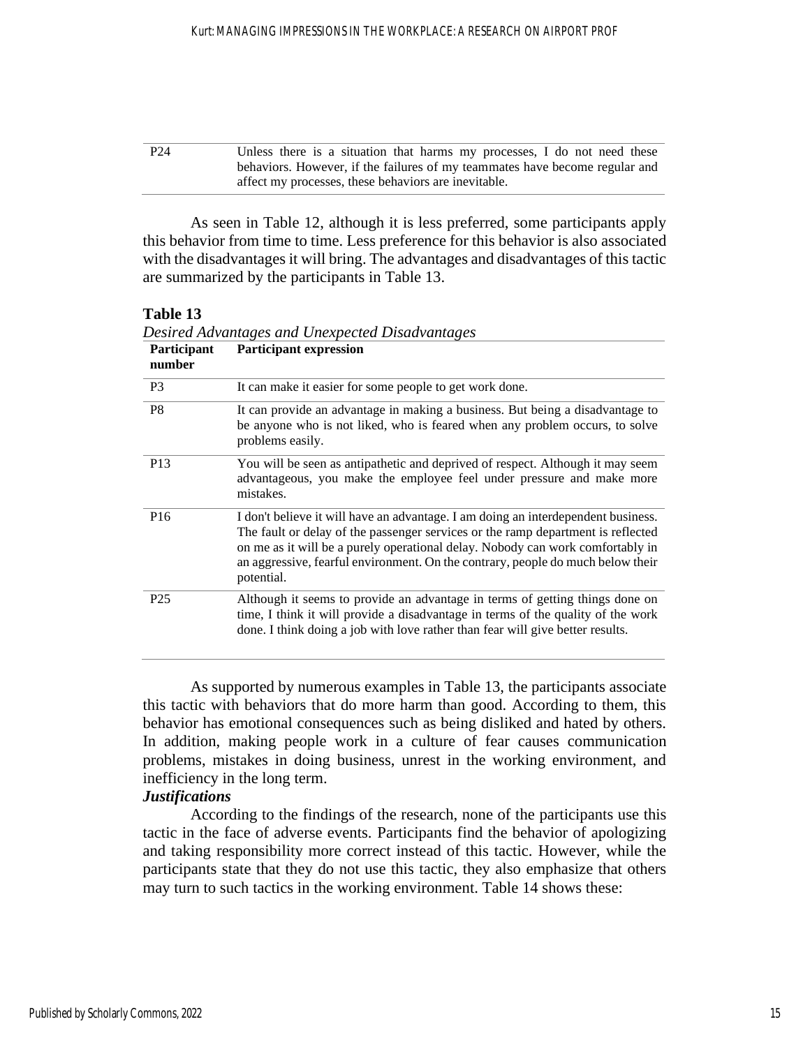| | |
|---|---|
| P24 | Unless there is a situation that harms my processes, I do not need these behaviors. However, if the failures of my teammates have become regular and affect my processes, these behaviors are inevitable. |

As seen in Table 12, although it is less preferred, some participants apply this behavior from time to time. Less preference for this behavior is also associated with the disadvantages it will bring. The advantages and disadvantages of this tactic are summarized by the participants in Table 13.

**Table 13**

*Desired Advantages and Unexpected Disadvantages*

| Participant number | Participant expression |
|---|---|
| P3 | It can make it easier for some people to get work done. |
| P8 | It can provide an advantage in making a business. But being a disadvantage to be anyone who is not liked, who is feared when any problem occurs, to solve problems easily. |
| P13 | You will be seen as antipathetic and deprived of respect. Although it may seem advantageous, you make the employee feel under pressure and make more mistakes. |
| P16 | I don't believe it will have an advantage. I am doing an interdependent business. The fault or delay of the passenger services or the ramp department is reflected on me as it will be a purely operational delay. Nobody can work comfortably in an aggressive, fearful environment. On the contrary, people do much below their potential. |
| P25 | Although it seems to provide an advantage in terms of getting things done on time, I think it will provide a disadvantage in terms of the quality of the work done. I think doing a job with love rather than fear will give better results. |

As supported by numerous examples in Table 13, the participants associate this tactic with behaviors that do more harm than good. According to them, this behavior has emotional consequences such as being disliked and hated by others. In addition, making people work in a culture of fear causes communication problems, mistakes in doing business, unrest in the working environment, and inefficiency in the long term.

***Justifications***

According to the findings of the research, none of the participants use this tactic in the face of adverse events. Participants find the behavior of apologizing and taking responsibility more correct instead of this tactic. However, while the participants state that they do not use this tactic, they also emphasize that others may turn to such tactics in the working environment. Table 14 shows these: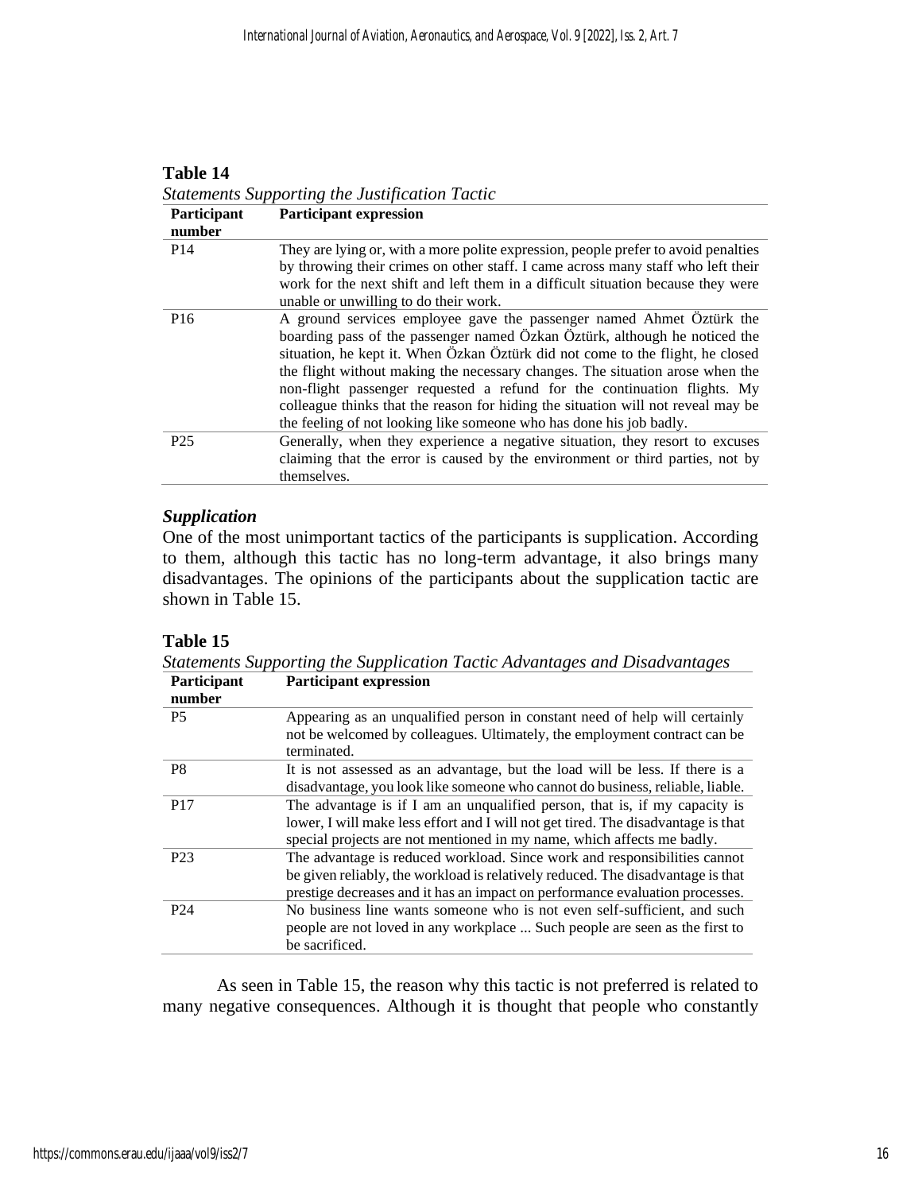**Table 14**

*Statements Supporting the Justification Tactic*

| Participant number | Participant expression |
|---|---|
| P14 | They are lying or, with a more polite expression, people prefer to avoid penalties by throwing their crimes on other staff. I came across many staff who left their work for the next shift and left them in a difficult situation because they were unable or unwilling to do their work. |
| P16 | A ground services employee gave the passenger named Ahmet Öztürk the boarding pass of the passenger named Özkan Öztürk, although he noticed the situation, he kept it. When Özkan Öztürk did not come to the flight, he closed the flight without making the necessary changes. The situation arose when the non-flight passenger requested a refund for the continuation flights. My colleague thinks that the reason for hiding the situation will not reveal may be the feeling of not looking like someone who has done his job badly. |
| P25 | Generally, when they experience a negative situation, they resort to excuses claiming that the error is caused by the environment or third parties, not by themselves. |

### *Supplication*

One of the most unimportant tactics of the participants is supplication. According to them, although this tactic has no long-term advantage, it also brings many disadvantages. The opinions of the participants about the supplication tactic are shown in Table 15.

**Table 15**

*Statements Supporting the Supplication Tactic Advantages and Disadvantages*

| Participant number | Participant expression |
|---|---|
| P5 | Appearing as an unqualified person in constant need of help will certainly not be welcomed by colleagues. Ultimately, the employment contract can be terminated. |
| P8 | It is not assessed as an advantage, but the load will be less. If there is a disadvantage, you look like someone who cannot do business, reliable, liable. |
| P17 | The advantage is if I am an unqualified person, that is, if my capacity is lower, I will make less effort and I will not get tired. The disadvantage is that special projects are not mentioned in my name, which affects me badly. |
| P23 | The advantage is reduced workload. Since work and responsibilities cannot be given reliably, the workload is relatively reduced. The disadvantage is that prestige decreases and it has an impact on performance evaluation processes. |
| P24 | No business line wants someone who is not even self-sufficient, and such people are not loved in any workplace ... Such people are seen as the first to be sacrificed. |

As seen in Table 15, the reason why this tactic is not preferred is related to many negative consequences. Although it is thought that people who constantly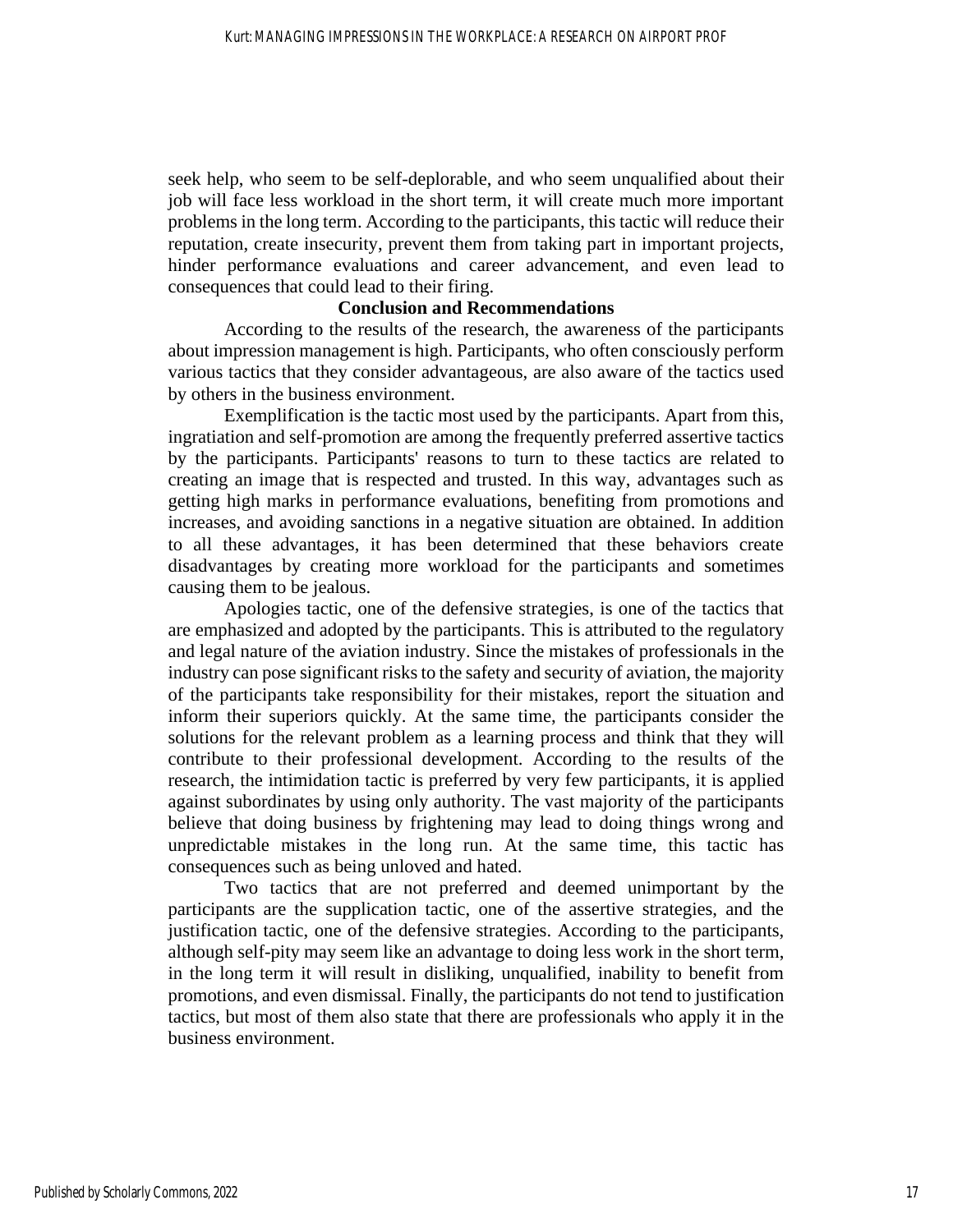seek help, who seem to be self-deplorable, and who seem unqualified about their job will face less workload in the short term, it will create much more important problems in the long term. According to the participants, this tactic will reduce their reputation, create insecurity, prevent them from taking part in important projects, hinder performance evaluations and career advancement, and even lead to consequences that could lead to their firing.

## Conclusion and Recommendations

According to the results of the research, the awareness of the participants about impression management is high. Participants, who often consciously perform various tactics that they consider advantageous, are also aware of the tactics used by others in the business environment.

Exemplification is the tactic most used by the participants. Apart from this, ingratiation and self-promotion are among the frequently preferred assertive tactics by the participants. Participants' reasons to turn to these tactics are related to creating an image that is respected and trusted. In this way, advantages such as getting high marks in performance evaluations, benefiting from promotions and increases, and avoiding sanctions in a negative situation are obtained. In addition to all these advantages, it has been determined that these behaviors create disadvantages by creating more workload for the participants and sometimes causing them to be jealous.

Apologies tactic, one of the defensive strategies, is one of the tactics that are emphasized and adopted by the participants. This is attributed to the regulatory and legal nature of the aviation industry. Since the mistakes of professionals in the industry can pose significant risks to the safety and security of aviation, the majority of the participants take responsibility for their mistakes, report the situation and inform their superiors quickly. At the same time, the participants consider the solutions for the relevant problem as a learning process and think that they will contribute to their professional development. According to the results of the research, the intimidation tactic is preferred by very few participants, it is applied against subordinates by using only authority. The vast majority of the participants believe that doing business by frightening may lead to doing things wrong and unpredictable mistakes in the long run. At the same time, this tactic has consequences such as being unloved and hated.

Two tactics that are not preferred and deemed unimportant by the participants are the supplication tactic, one of the assertive strategies, and the justification tactic, one of the defensive strategies. According to the participants, although self-pity may seem like an advantage to doing less work in the short term, in the long term it will result in disliking, unqualified, inability to benefit from promotions, and even dismissal. Finally, the participants do not tend to justification tactics, but most of them also state that there are professionals who apply it in the business environment.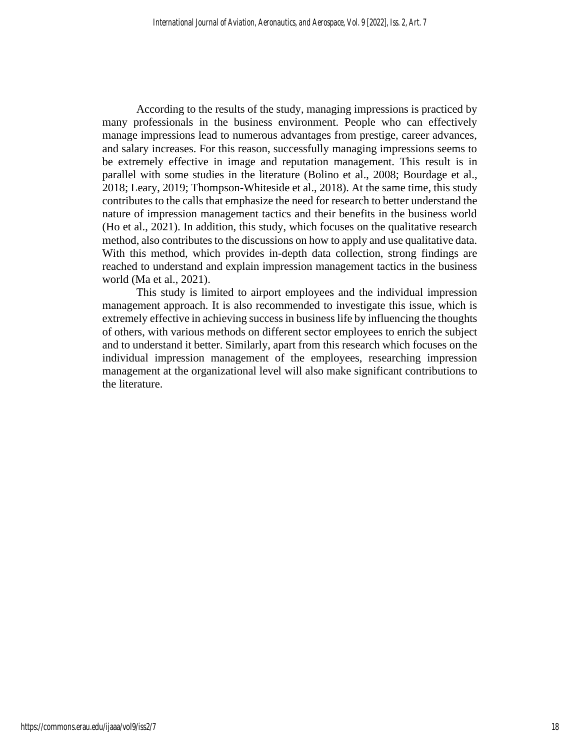According to the results of the study, managing impressions is practiced by many professionals in the business environment. People who can effectively manage impressions lead to numerous advantages from prestige, career advances, and salary increases. For this reason, successfully managing impressions seems to be extremely effective in image and reputation management. This result is in parallel with some studies in the literature (Bolino et al., 2008; Bourdage et al., 2018; Leary, 2019; Thompson-Whiteside et al., 2018). At the same time, this study contributes to the calls that emphasize the need for research to better understand the nature of impression management tactics and their benefits in the business world (Ho et al., 2021). In addition, this study, which focuses on the qualitative research method, also contributes to the discussions on how to apply and use qualitative data. With this method, which provides in-depth data collection, strong findings are reached to understand and explain impression management tactics in the business world (Ma et al., 2021).

This study is limited to airport employees and the individual impression management approach. It is also recommended to investigate this issue, which is extremely effective in achieving success in business life by influencing the thoughts of others, with various methods on different sector employees to enrich the subject and to understand it better. Similarly, apart from this research which focuses on the individual impression management of the employees, researching impression management at the organizational level will also make significant contributions to the literature.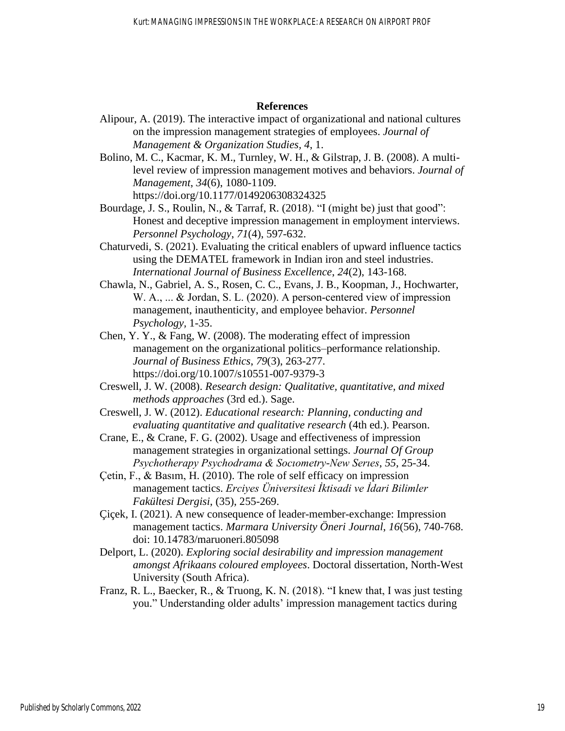## References

Alipour, A. (2019). The interactive impact of organizational and national cultures on the impression management strategies of employees. *Journal of Management & Organization Studies*, *4*, 1.

Bolino, M. C., Kacmar, K. M., Turnley, W. H., & Gilstrap, J. B. (2008). A multi-level review of impression management motives and behaviors. *Journal of Management*, *34*(6), 1080-1109. https://doi.org/10.1177/0149206308324325

Bourdage, J. S., Roulin, N., & Tarraf, R. (2018). "I (might be) just that good": Honest and deceptive impression management in employment interviews. *Personnel Psychology*, *71*(4), 597-632.

Chaturvedi, S. (2021). Evaluating the critical enablers of upward influence tactics using the DEMATEL framework in Indian iron and steel industries. *International Journal of Business Excellence*, *24*(2), 143-168.

Chawla, N., Gabriel, A. S., Rosen, C. C., Evans, J. B., Koopman, J., Hochwarter, W. A., ... & Jordan, S. L. (2020). A person-centered view of impression management, inauthenticity, and employee behavior. *Personnel Psychology*, 1-35.

Chen, Y. Y., & Fang, W. (2008). The moderating effect of impression management on the organizational politics–performance relationship. *Journal of Business Ethics*, *79*(3), 263-277. https://doi.org/10.1007/s10551-007-9379-3

Creswell, J. W. (2008). *Research design: Qualitative, quantitative, and mixed methods approaches* (3rd ed.). Sage.

Creswell, J. W. (2012). *Educational research: Planning, conducting and evaluating quantitative and qualitative research* (4th ed.). Pearson.

Crane, E., & Crane, F. G. (2002). Usage and effectiveness of impression management strategies in organizational settings. *Journal Of Group Psychotherapy Psychodrama & Sociometry-New Series*, *55*, 25-34.

Çetin, F., & Basım, H. (2010). The role of self efficacy on impression management tactics. *Erciyes Üniversitesi İktisadi ve İdari Bilimler Fakültesi Dergisi*, (35), 255-269.

Çiçek, I. (2021). A new consequence of leader-member-exchange: Impression management tactics. *Marmara University Öneri Journal*, *16*(56), 740-768. doi: 10.14783/maruoneri.805098

Delport, L. (2020). *Exploring social desirability and impression management amongst Afrikaans coloured employees*. Doctoral dissertation, North-West University (South Africa).

Franz, R. L., Baecker, R., & Truong, K. N. (2018). "I knew that, I was just testing you." Understanding older adults' impression management tactics during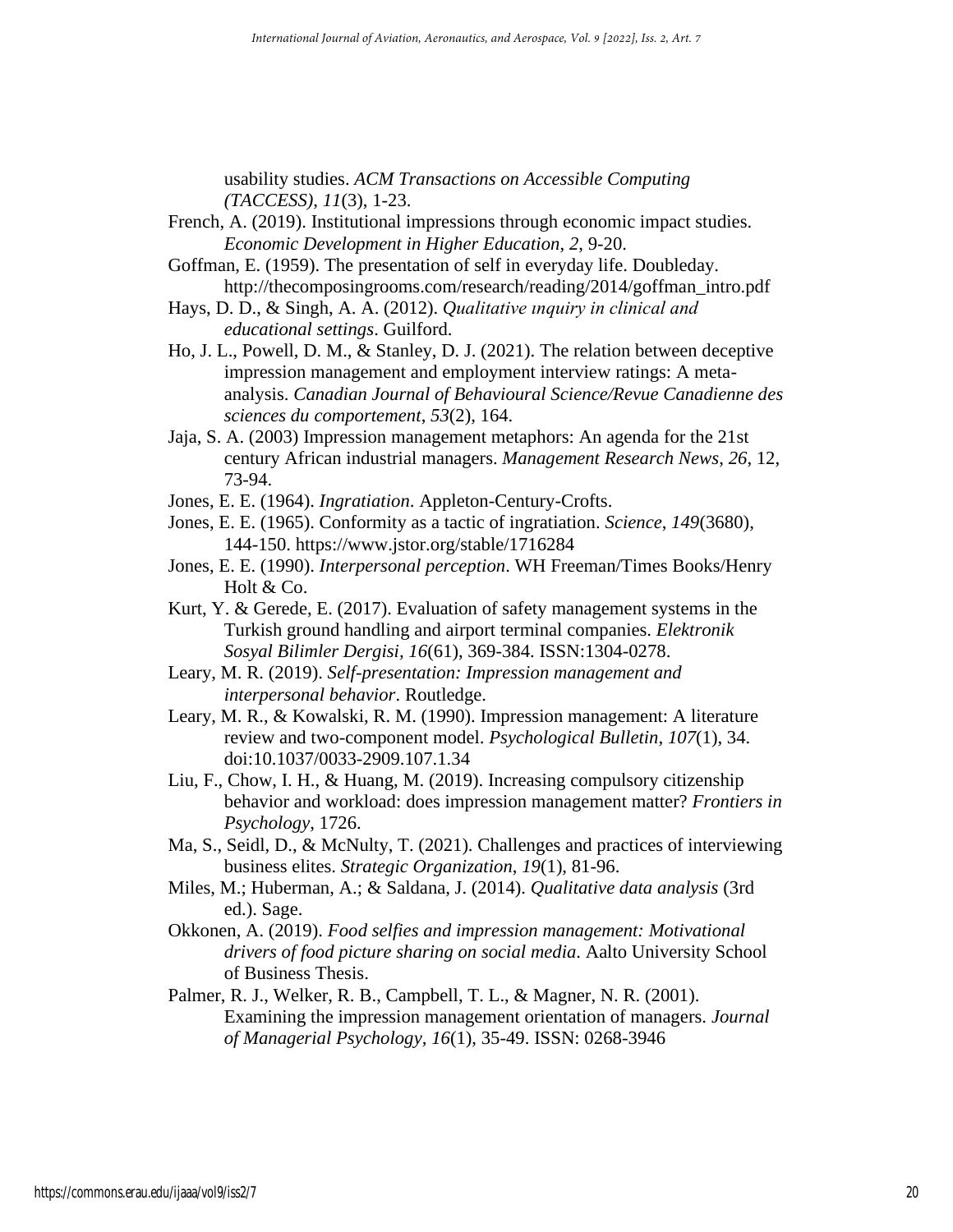usability studies. *ACM Transactions on Accessible Computing (TACCESS)*, *11*(3), 1-23.

French, A. (2019). Institutional impressions through economic impact studies. *Economic Development in Higher Education*, *2*, 9-20.

Goffman, E. (1959). The presentation of self in everyday life. Doubleday. http://thecomposingrooms.com/research/reading/2014/goffman_intro.pdf

Hays, D. D., & Singh, A. A. (2012). *Qualitative ınquiry in clinical and educational settings*. Guilford.

Ho, J. L., Powell, D. M., & Stanley, D. J. (2021). The relation between deceptive impression management and employment interview ratings: A meta-analysis. *Canadian Journal of Behavioural Science/Revue Canadienne des sciences du comportement*, *53*(2), 164.

Jaja, S. A. (2003) Impression management metaphors: An agenda for the 21st century African industrial managers. *Management Research News*, *26*, 12, 73-94.

Jones, E. E. (1964). *Ingratiation*. Appleton-Century-Crofts.

Jones, E. E. (1965). Conformity as a tactic of ingratiation. *Science*, *149*(3680), 144-150. https://www.jstor.org/stable/1716284

Jones, E. E. (1990). *Interpersonal perception*. WH Freeman/Times Books/Henry Holt & Co.

Kurt, Y. & Gerede, E. (2017). Evaluation of safety management systems in the Turkish ground handling and airport terminal companies. *Elektronik Sosyal Bilimler Dergisi, 16*(61), 369-384. ISSN:1304-0278.

Leary, M. R. (2019). *Self-presentation: Impression management and interpersonal behavior*. Routledge.

Leary, M. R., & Kowalski, R. M. (1990). Impression management: A literature review and two-component model. *Psychological Bulletin*, *107*(1), 34. doi:10.1037/0033-2909.107.1.34

Liu, F., Chow, I. H., & Huang, M. (2019). Increasing compulsory citizenship behavior and workload: does impression management matter? *Frontiers in Psychology*, 1726.

Ma, S., Seidl, D., & McNulty, T. (2021). Challenges and practices of interviewing business elites. *Strategic Organization*, *19*(1), 81-96.

Miles, M.; Huberman, A.; & Saldana, J. (2014). *Qualitative data analysis* (3rd ed.). Sage.

Okkonen, A. (2019). *Food selfies and impression management: Motivational drivers of food picture sharing on social media*. Aalto University School of Business Thesis.

Palmer, R. J., Welker, R. B., Campbell, T. L., & Magner, N. R. (2001). Examining the impression management orientation of managers. *Journal of Managerial Psychology, 16*(1), 35-49. ISSN: 0268-3946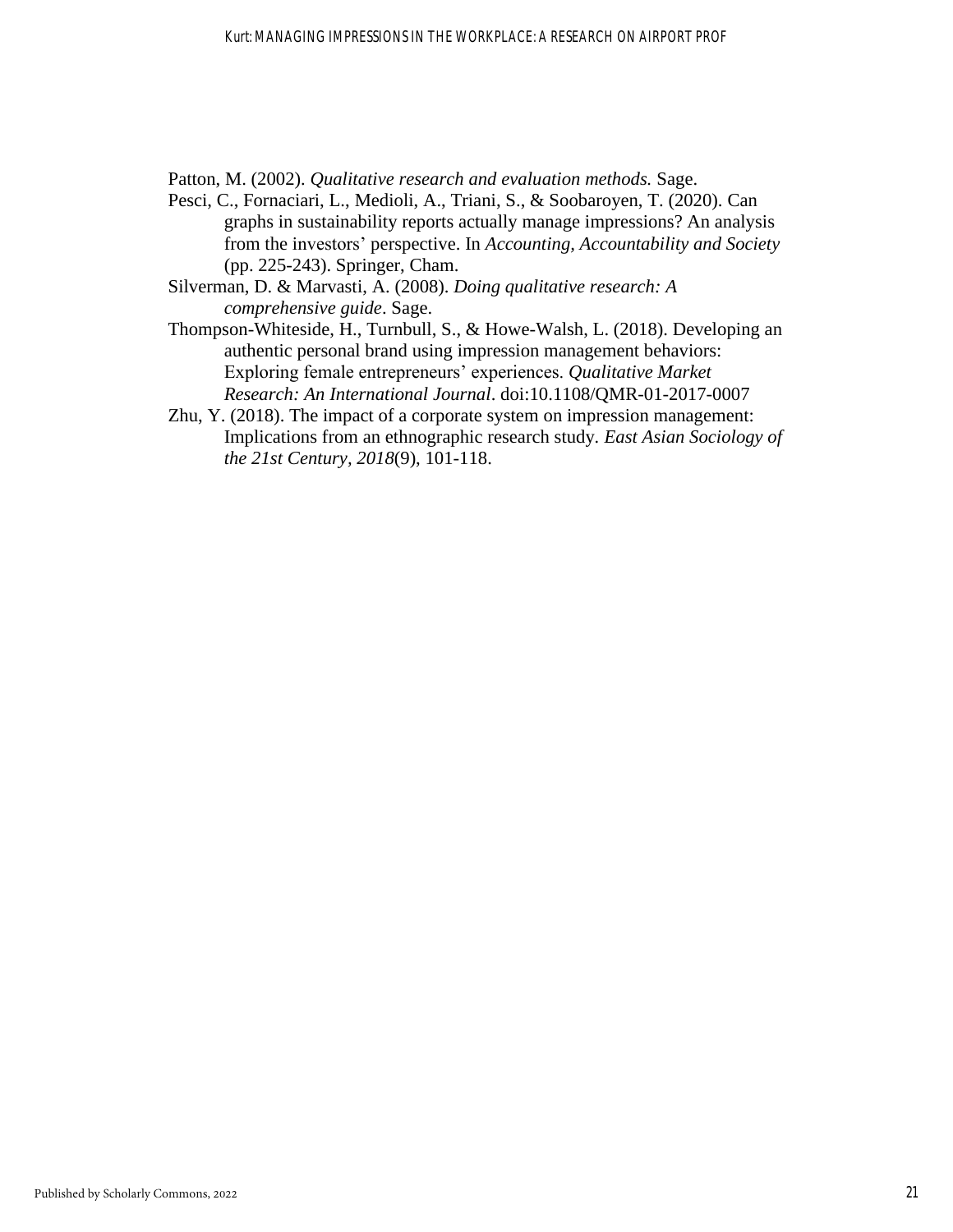Patton, M. (2002). *Qualitative research and evaluation methods.* Sage.

Pesci, C., Fornaciari, L., Medioli, A., Triani, S., & Soobaroyen, T. (2020). Can graphs in sustainability reports actually manage impressions? An analysis from the investors' perspective. In *Accounting, Accountability and Society* (pp. 225-243). Springer, Cham.

Silverman, D. & Marvasti, A. (2008). *Doing qualitative research: A comprehensive guide*. Sage.

Thompson-Whiteside, H., Turnbull, S., & Howe-Walsh, L. (2018). Developing an authentic personal brand using impression management behaviors: Exploring female entrepreneurs' experiences. *Qualitative Market Research: An International Journal*. doi:10.1108/QMR-01-2017-0007

Zhu, Y. (2018). The impact of a corporate system on impression management: Implications from an ethnographic research study. *East Asian Sociology of the 21st Century, 2018*(9), 101-118.